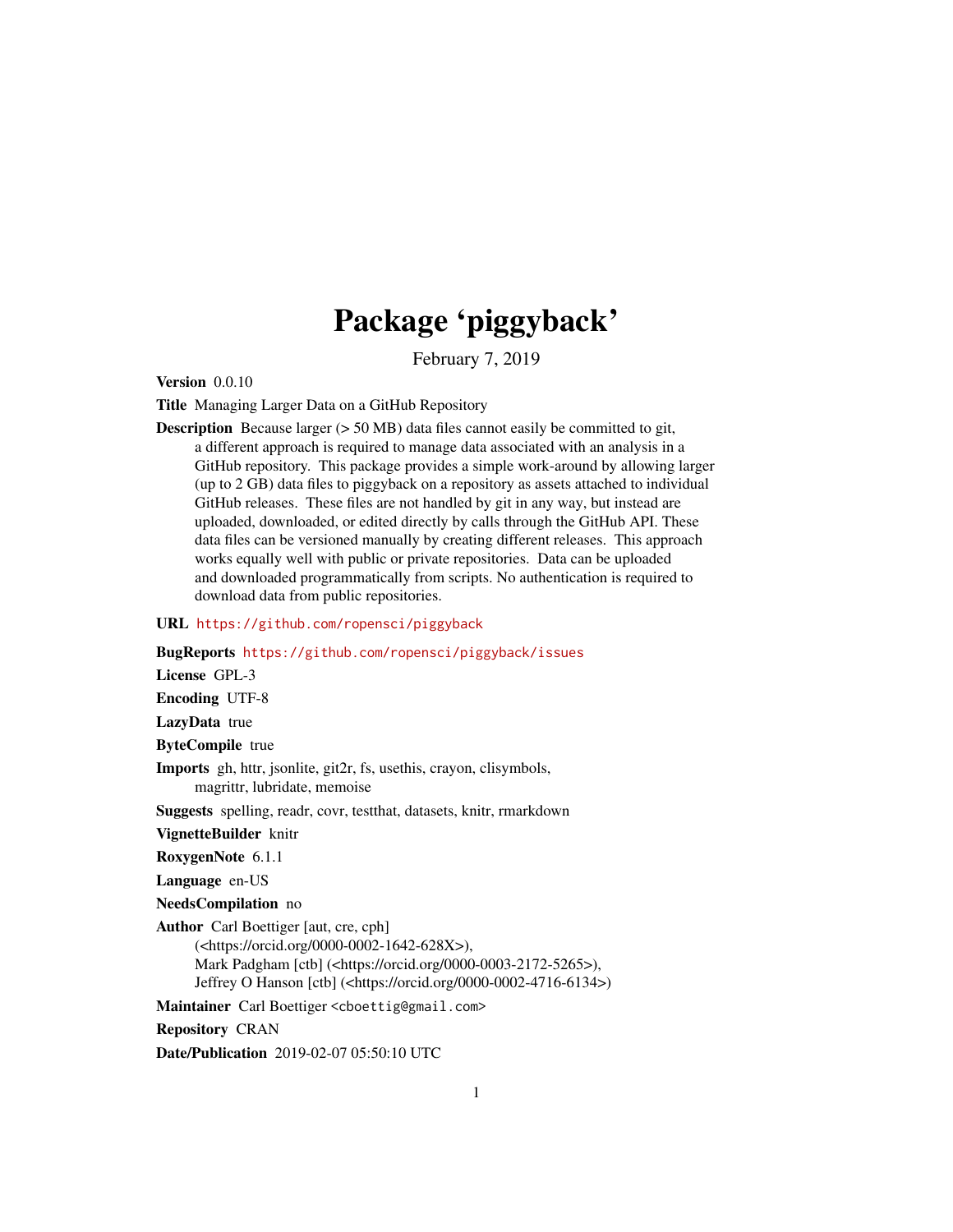# Package 'piggyback'

February 7, 2019

**Version** 0.0.10

**Title** Managing Larger Data on a GitHub Repository

**Description** Because larger (> 50 MB) data files cannot easily be committed to git, a different approach is required to manage data associated with an analysis in a GitHub repository. This package provides a simple work-around by allowing larger (up to 2 GB) data files to piggyback on a repository as assets attached to individual GitHub releases. These files are not handled by git in any way, but instead are uploaded, downloaded, or edited directly by calls through the GitHub API. These data files can be versioned manually by creating different releases. This approach works equally well with public or private repositories. Data can be uploaded and downloaded programmatically from scripts. No authentication is required to download data from public repositories.

**URL** https://github.com/ropensci/piggyback

**BugReports** https://github.com/ropensci/piggyback/issues

**License** GPL-3

**Encoding** UTF-8

**LazyData** true

**ByteCompile** true

**Imports** gh, httr, jsonlite, git2r, fs, usethis, crayon, clisymbols, magrittr, lubridate, memoise

**Suggests** spelling, readr, covr, testthat, datasets, knitr, rmarkdown

**VignetteBuilder** knitr

**RoxygenNote** 6.1.1

**Language** en-US

**NeedsCompilation** no

**Author** Carl Boettiger [aut, cre, cph] (<https://orcid.org/0000-0002-1642-628X>), Mark Padgham [ctb] (<https://orcid.org/0000-0003-2172-5265>), Jeffrey O Hanson [ctb] (<https://orcid.org/0000-0002-4716-6134>)

**Maintainer** Carl Boettiger <cboettig@gmail.com>

**Repository** CRAN

**Date/Publication** 2019-02-07 05:50:10 UTC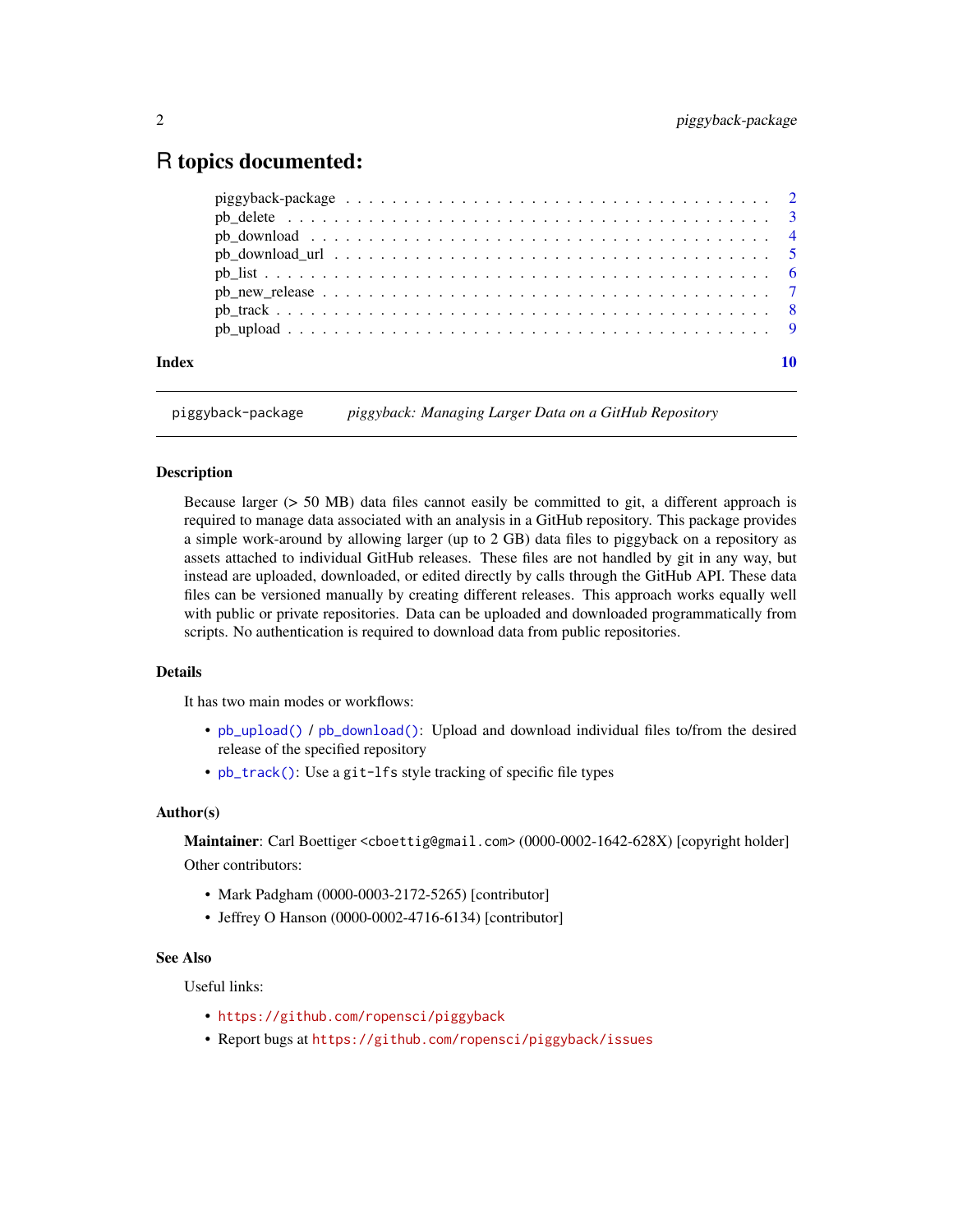# R topics documented:

piggyback-package . . . . . . . . . . . . . . . . . . . . . . . . . . . . . . . . . . . 2
pb_delete . . . . . . . . . . . . . . . . . . . . . . . . . . . . . . . . . . . . . . . 3
pb_download . . . . . . . . . . . . . . . . . . . . . . . . . . . . . . . . . . . . . 4
pb_download_url . . . . . . . . . . . . . . . . . . . . . . . . . . . . . . . . . . . 5
pb_list . . . . . . . . . . . . . . . . . . . . . . . . . . . . . . . . . . . . . . . . 6
pb_new_release . . . . . . . . . . . . . . . . . . . . . . . . . . . . . . . . . . . . 7
pb_track . . . . . . . . . . . . . . . . . . . . . . . . . . . . . . . . . . . . . . . 8
pb_upload . . . . . . . . . . . . . . . . . . . . . . . . . . . . . . . . . . . . . . 9

**Index** **10**

---

`piggyback-package` *piggyback: Managing Larger Data on a GitHub Repository*

---

### Description

Because larger (> 50 MB) data files cannot easily be committed to git, a different approach is required to manage data associated with an analysis in a GitHub repository. This package provides a simple work-around by allowing larger (up to 2 GB) data files to piggyback on a repository as assets attached to individual GitHub releases. These files are not handled by git in any way, but instead are uploaded, downloaded, or edited directly by calls through the GitHub API. These data files can be versioned manually by creating different releases. This approach works equally well with public or private repositories. Data can be uploaded and downloaded programmatically from scripts. No authentication is required to download data from public repositories.

### Details

It has two main modes or workflows:

- `pb_upload()` / `pb_download()`: Upload and download individual files to/from the desired release of the specified repository
- `pb_track()`: Use a `git-lfs` style tracking of specific file types

### Author(s)

**Maintainer**: Carl Boettiger <`cboettig@gmail.com`> (0000-0002-1642-628X) [copyright holder]

Other contributors:

- Mark Padgham (0000-0003-2172-5265) [contributor]
- Jeffrey O Hanson (0000-0002-4716-6134) [contributor]

### See Also

Useful links:

- `https://github.com/ropensci/piggyback`
- Report bugs at `https://github.com/ropensci/piggyback/issues`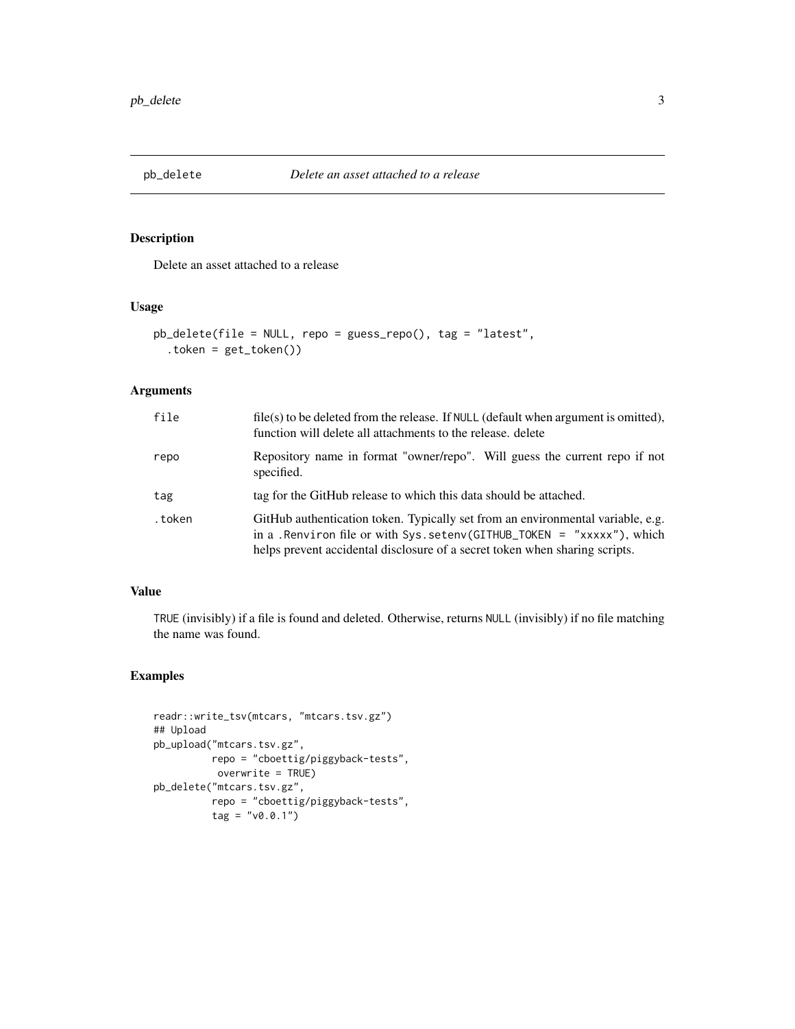## pb_delete — *Delete an asset attached to a release*

### Description

Delete an asset attached to a release

### Usage

```
pb_delete(file = NULL, repo = guess_repo(), tag = "latest",
  .token = get_token())
```

### Arguments

| | |
|---|---|
| file | file(s) to be deleted from the release. If NULL (default when argument is omitted), function will delete all attachments to the release. delete |
| repo | Repository name in format "owner/repo". Will guess the current repo if not specified. |
| tag | tag for the GitHub release to which this data should be attached. |
| .token | GitHub authentication token. Typically set from an environmental variable, e.g. in a .Renviron file or with Sys.setenv(GITHUB_TOKEN = "xxxxx"), which helps prevent accidental disclosure of a secret token when sharing scripts. |

### Value

TRUE (invisibly) if a file is found and deleted. Otherwise, returns NULL (invisibly) if no file matching the name was found.

### Examples

```
readr::write_tsv(mtcars, "mtcars.tsv.gz")
## Upload
pb_upload("mtcars.tsv.gz",
          repo = "cboettig/piggyback-tests",
           overwrite = TRUE)
pb_delete("mtcars.tsv.gz",
          repo = "cboettig/piggyback-tests",
          tag = "v0.0.1")
```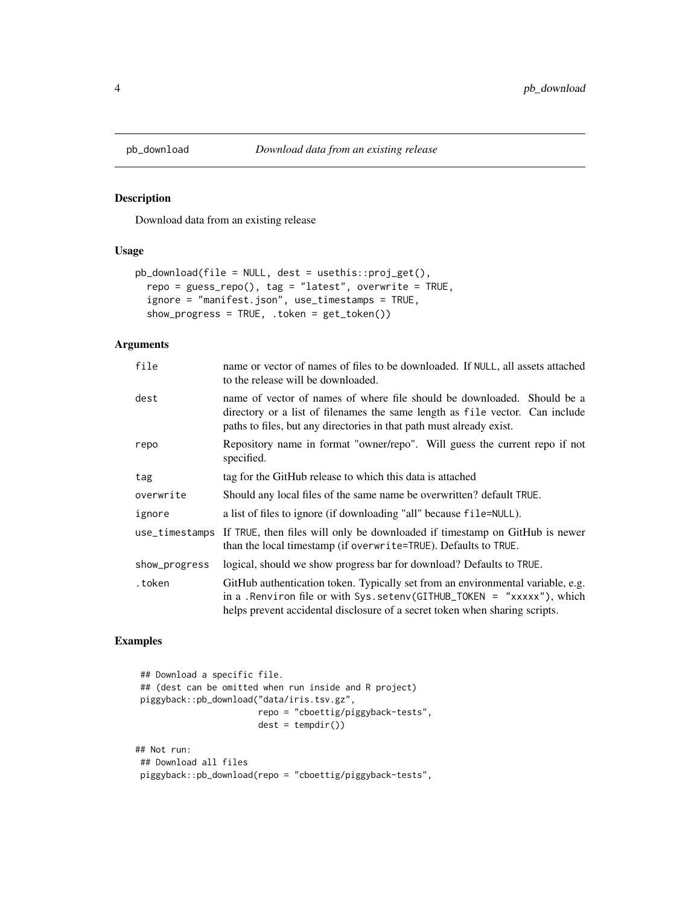## pb_download — *Download data from an existing release*

### Description

Download data from an existing release

### Usage

```
pb_download(file = NULL, dest = usethis::proj_get(),
  repo = guess_repo(), tag = "latest", overwrite = TRUE,
  ignore = "manifest.json", use_timestamps = TRUE,
  show_progress = TRUE, .token = get_token())
```

### Arguments

| | |
|---|---|
| `file` | name or vector of names of files to be downloaded. If `NULL`, all assets attached to the release will be downloaded. |
| `dest` | name of vector of names of where file should be downloaded. Should be a directory or a list of filenames the same length as `file` vector. Can include paths to files, but any directories in that path must already exist. |
| `repo` | Repository name in format "owner/repo". Will guess the current repo if not specified. |
| `tag` | tag for the GitHub release to which this data is attached |
| `overwrite` | Should any local files of the same name be overwritten? default `TRUE`. |
| `ignore` | a list of files to ignore (if downloading "all" because `file=NULL`). |
| `use_timestamps` | If `TRUE`, then files will only be downloaded if timestamp on GitHub is newer than the local timestamp (if `overwrite=TRUE`). Defaults to `TRUE`. |
| `show_progress` | logical, should we show progress bar for download? Defaults to `TRUE`. |
| `.token` | GitHub authentication token. Typically set from an environmental variable, e.g. in a `.Renviron` file or with `Sys.setenv(GITHUB_TOKEN = "xxxxx")`, which helps prevent accidental disclosure of a secret token when sharing scripts. |

### Examples

```
 ## Download a specific file.
 ## (dest can be omitted when run inside and R project)
 piggyback::pb_download("data/iris.tsv.gz",
                        repo = "cboettig/piggyback-tests",
                        dest = tempdir())

## Not run:
 ## Download all files
 piggyback::pb_download(repo = "cboettig/piggyback-tests",
```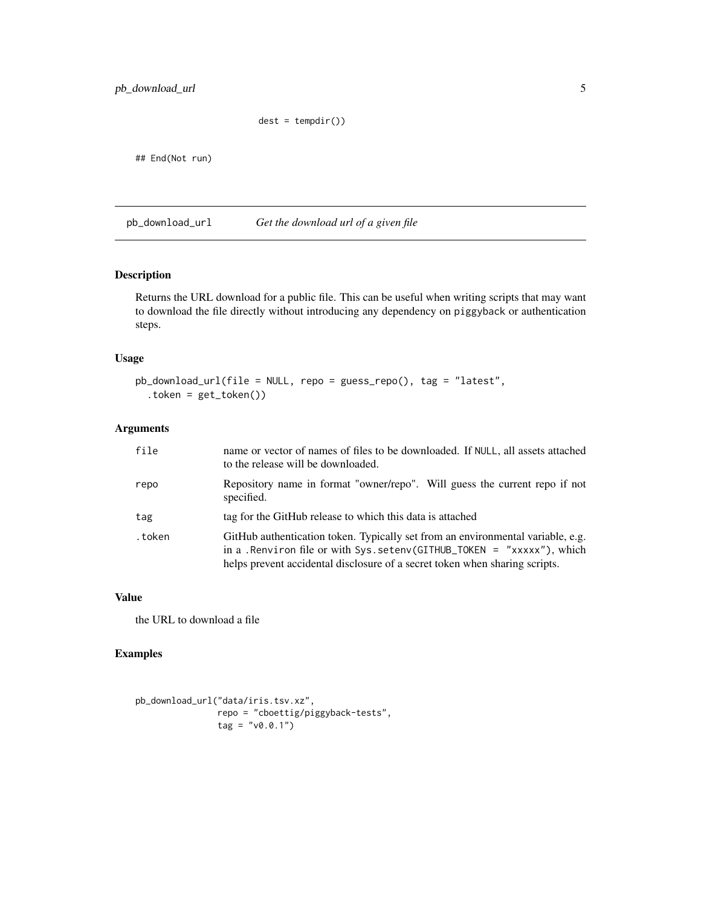```
                        dest = tempdir())

## End(Not run)
```

## pb_download_url *Get the download url of a given file*

### Description

Returns the URL download for a public file. This can be useful when writing scripts that may want to download the file directly without introducing any dependency on `piggyback` or authentication steps.

### Usage

```
pb_download_url(file = NULL, repo = guess_repo(), tag = "latest",
  .token = get_token())
```

### Arguments

| | |
|---|---|
| `file` | name or vector of names of files to be downloaded. If `NULL`, all assets attached to the release will be downloaded. |
| `repo` | Repository name in format "owner/repo". Will guess the current repo if not specified. |
| `tag` | tag for the GitHub release to which this data is attached |
| `.token` | GitHub authentication token. Typically set from an environmental variable, e.g. in a `.Renviron` file or with `Sys.setenv(GITHUB_TOKEN = "xxxxx")`, which helps prevent accidental disclosure of a secret token when sharing scripts. |

### Value

the URL to download a file

### Examples

```
pb_download_url("data/iris.tsv.xz",
                repo = "cboettig/piggyback-tests",
                tag = "v0.0.1")
```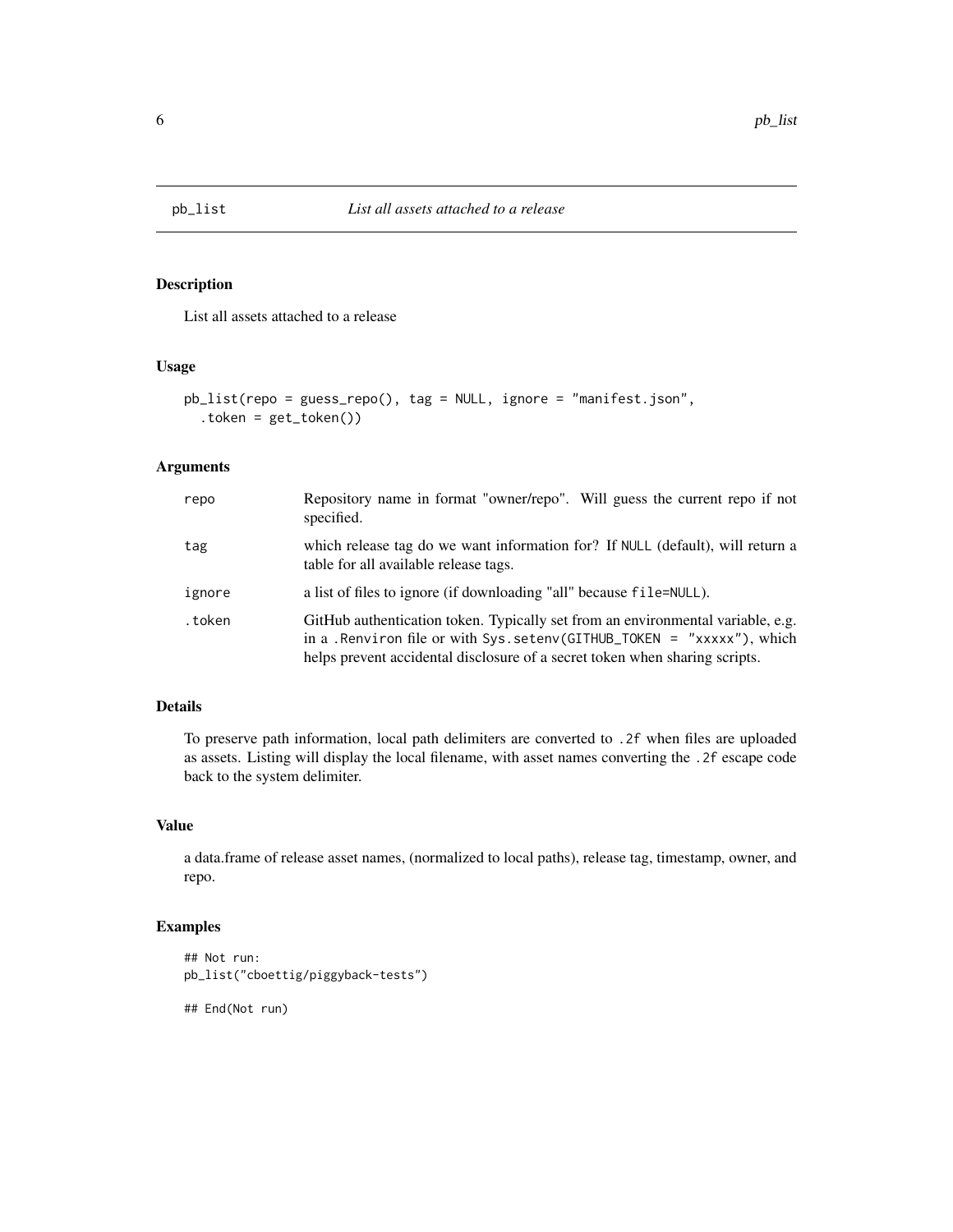# pb_list — *List all assets attached to a release*

## Description

List all assets attached to a release

## Usage

```
pb_list(repo = guess_repo(), tag = NULL, ignore = "manifest.json",
  .token = get_token())
```

## Arguments

| Argument | Description |
| --- | --- |
| repo | Repository name in format "owner/repo". Will guess the current repo if not specified. |
| tag | which release tag do we want information for? If NULL (default), will return a table for all available release tags. |
| ignore | a list of files to ignore (if downloading "all" because file=NULL). |
| .token | GitHub authentication token. Typically set from an environmental variable, e.g. in a .Renviron file or with Sys.setenv(GITHUB_TOKEN = "xxxxx"), which helps prevent accidental disclosure of a secret token when sharing scripts. |

## Details

To preserve path information, local path delimiters are converted to .2f when files are uploaded as assets. Listing will display the local filename, with asset names converting the .2f escape code back to the system delimiter.

## Value

a data.frame of release asset names, (normalized to local paths), release tag, timestamp, owner, and repo.

## Examples

```
## Not run:
pb_list("cboettig/piggyback-tests")

## End(Not run)
```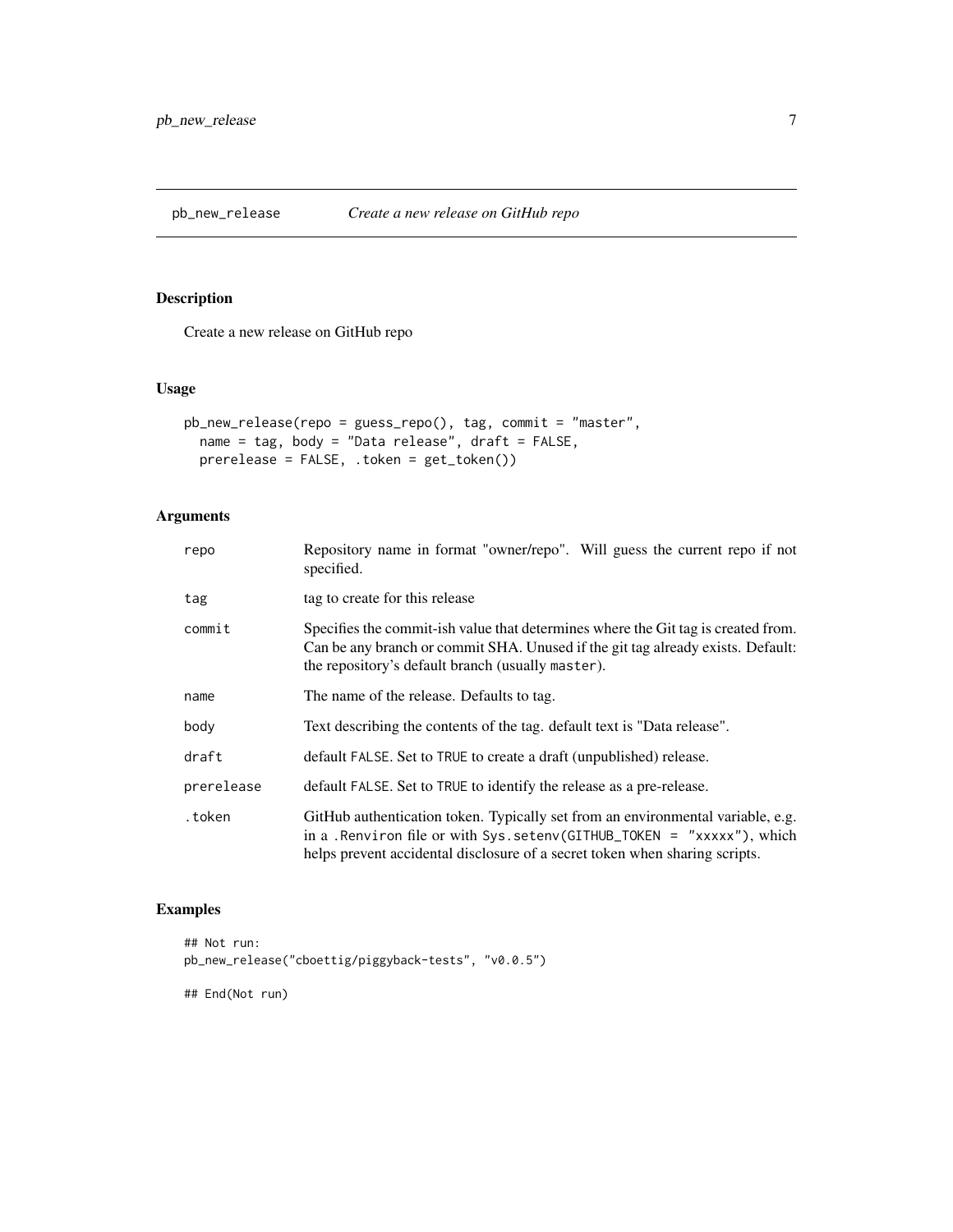# pb_new_release — *Create a new release on GitHub repo*

## Description

Create a new release on GitHub repo

## Usage

```
pb_new_release(repo = guess_repo(), tag, commit = "master",
  name = tag, body = "Data release", draft = FALSE,
  prerelease = FALSE, .token = get_token())
```

## Arguments

| | |
|---|---|
| `repo` | Repository name in format "owner/repo". Will guess the current repo if not specified. |
| `tag` | tag to create for this release |
| `commit` | Specifies the commit-ish value that determines where the Git tag is created from. Can be any branch or commit SHA. Unused if the git tag already exists. Default: the repository's default branch (usually `master`). |
| `name` | The name of the release. Defaults to tag. |
| `body` | Text describing the contents of the tag. default text is "Data release". |
| `draft` | default `FALSE`. Set to `TRUE` to create a draft (unpublished) release. |
| `prerelease` | default `FALSE`. Set to `TRUE` to identify the release as a pre-release. |
| `.token` | GitHub authentication token. Typically set from an environmental variable, e.g. in a `.Renviron` file or with `Sys.setenv(GITHUB_TOKEN = "xxxxx")`, which helps prevent accidental disclosure of a secret token when sharing scripts. |

## Examples

```
## Not run:
pb_new_release("cboettig/piggyback-tests", "v0.0.5")

## End(Not run)
```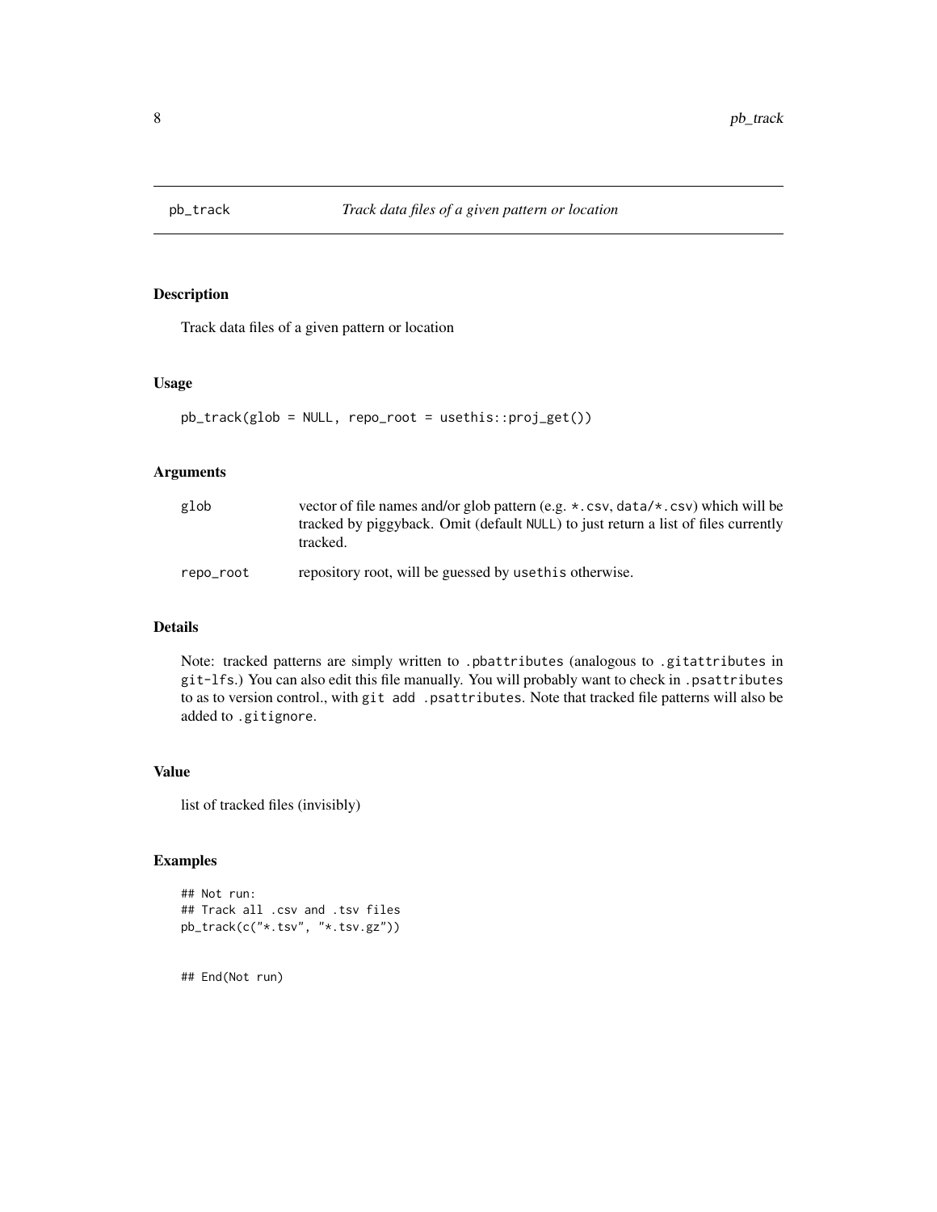# pb_track    *Track data files of a given pattern or location*

## Description

Track data files of a given pattern or location

## Usage

```
pb_track(glob = NULL, repo_root = usethis::proj_get())
```

## Arguments

| | |
|---|---|
| glob | vector of file names and/or glob pattern (e.g. `*.csv`, `data/*.csv`) which will be tracked by piggyback. Omit (default `NULL`) to just return a list of files currently tracked. |
| repo_root | repository root, will be guessed by `usethis` otherwise. |

## Details

Note: tracked patterns are simply written to `.pbattributes` (analogous to `.gitattributes` in `git-lfs`.) You can also edit this file manually. You will probably want to check in `.psattributes` to as to version control., with `git add .psattributes`. Note that tracked file patterns will also be added to `.gitignore`.

## Value

list of tracked files (invisibly)

## Examples

```
## Not run:
## Track all .csv and .tsv files
pb_track(c("*.tsv", "*.tsv.gz"))


## End(Not run)
```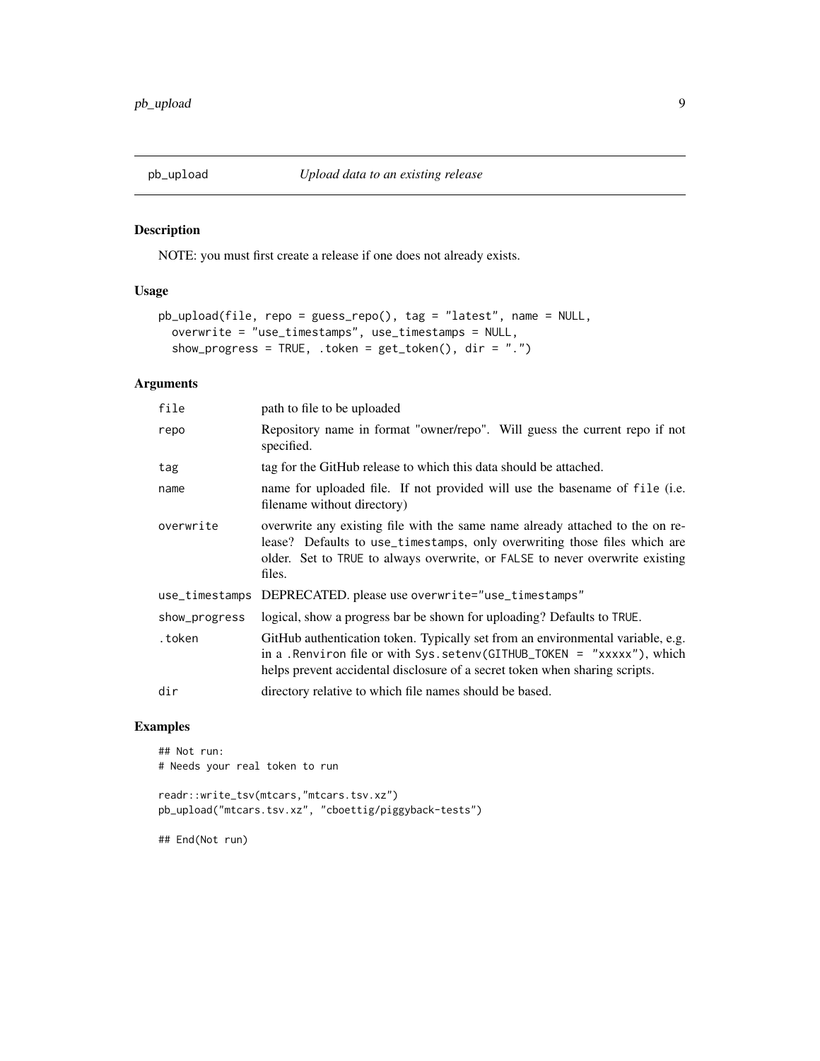## pb_upload — *Upload data to an existing release*

### Description

NOTE: you must first create a release if one does not already exists.

### Usage

```
pb_upload(file, repo = guess_repo(), tag = "latest", name = NULL,
  overwrite = "use_timestamps", use_timestamps = NULL,
  show_progress = TRUE, .token = get_token(), dir = ".")
```

### Arguments

| Argument | Description |
|---|---|
| `file` | path to file to be uploaded |
| `repo` | Repository name in format "owner/repo". Will guess the current repo if not specified. |
| `tag` | tag for the GitHub release to which this data should be attached. |
| `name` | name for uploaded file. If not provided will use the basename of `file` (i.e. filename without directory) |
| `overwrite` | overwrite any existing file with the same name already attached to the on release? Defaults to `use_timestamps`, only overwriting those files which are older. Set to `TRUE` to always overwrite, or `FALSE` to never overwrite existing files. |
| `use_timestamps` | DEPRECATED. please use `overwrite="use_timestamps"` |
| `show_progress` | logical, show a progress bar be shown for uploading? Defaults to `TRUE`. |
| `.token` | GitHub authentication token. Typically set from an environmental variable, e.g. in a `.Renviron` file or with `Sys.setenv(GITHUB_TOKEN = "xxxxx")`, which helps prevent accidental disclosure of a secret token when sharing scripts. |
| `dir` | directory relative to which file names should be based. |

### Examples

```
## Not run:
# Needs your real token to run

readr::write_tsv(mtcars,"mtcars.tsv.xz")
pb_upload("mtcars.tsv.xz", "cboettig/piggyback-tests")

## End(Not run)
```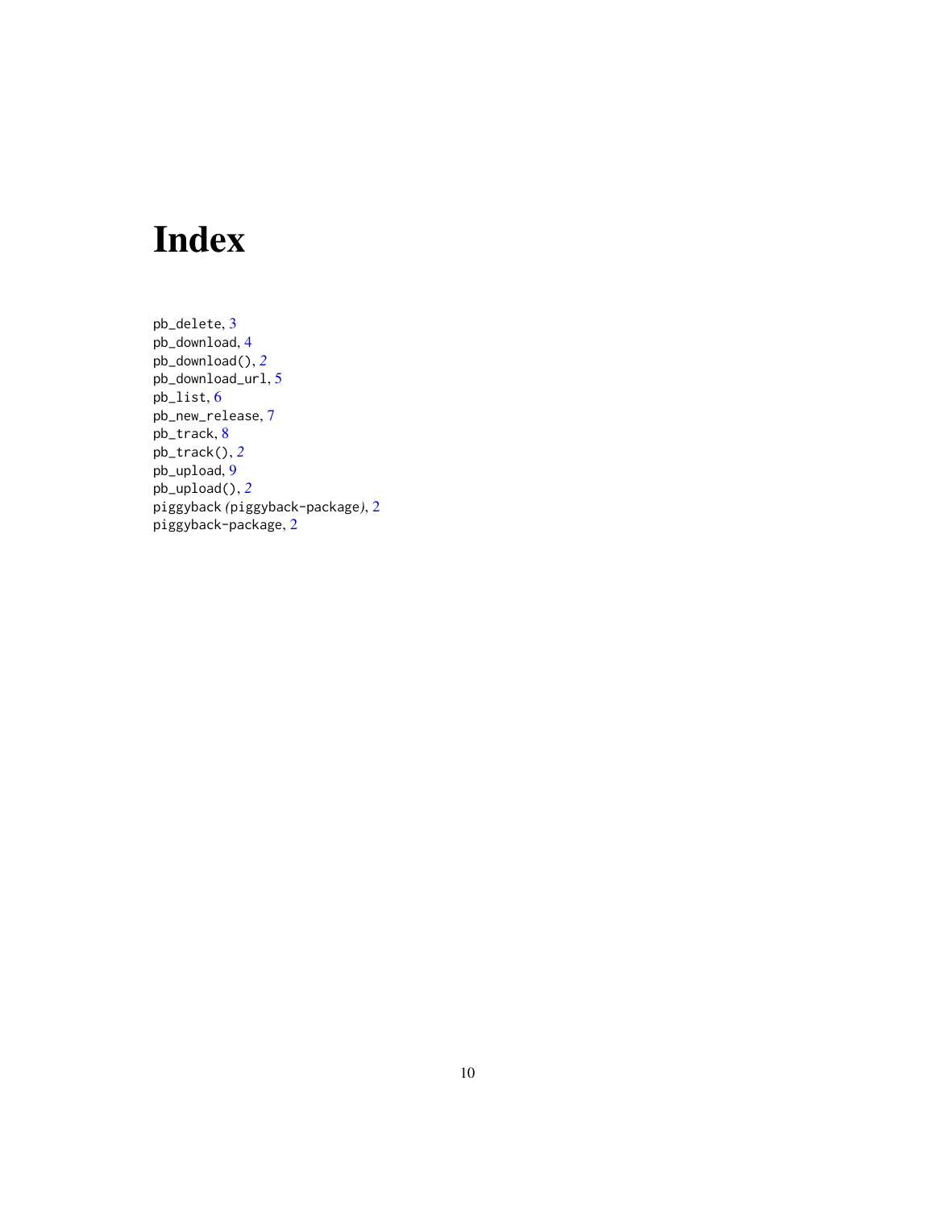# Index

pb_delete, 3
pb_download, 4
pb_download(), *2*
pb_download_url, 5
pb_list, 6
pb_new_release, 7
pb_track, 8
pb_track(), *2*
pb_upload, 9
pb_upload(), *2*
piggyback *(*piggyback-package*)*, 2
piggyback-package, 2